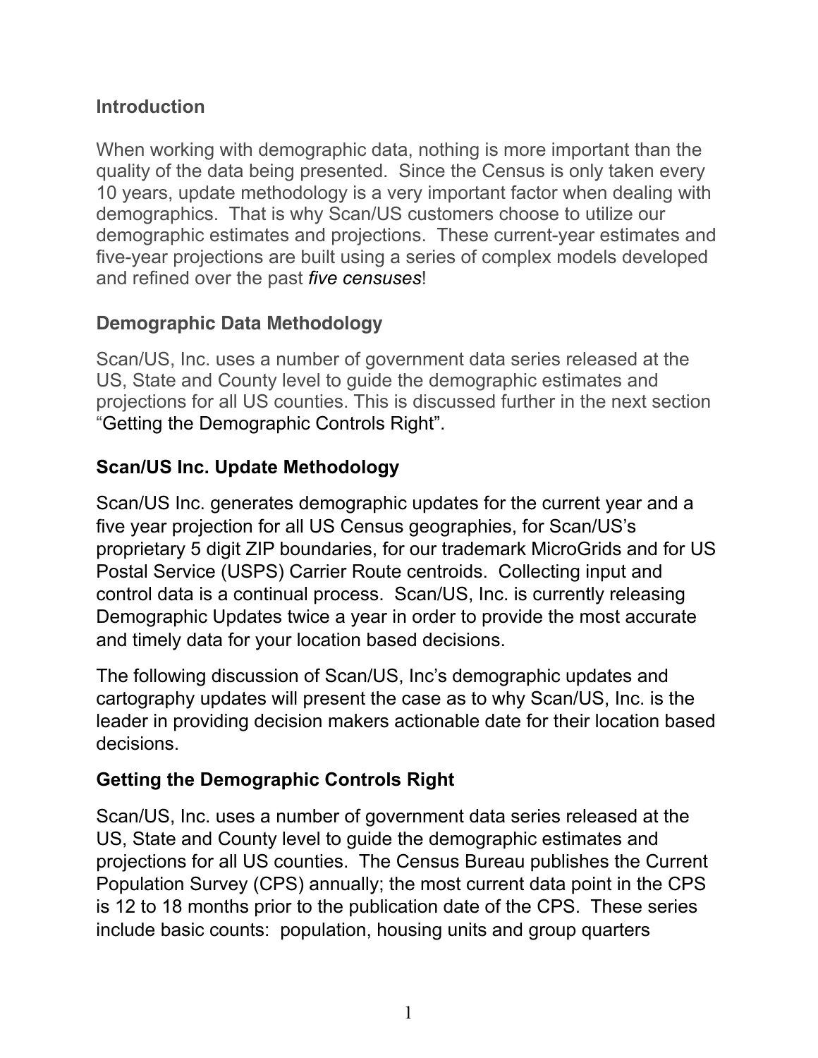## Introduction

When working with demographic data, nothing is more important than the quality of the data being presented. Since the Census is only taken every 10 years, update methodology is a very important factor when dealing with demographics. That is why Scan/US customers choose to utilize our demographic estimates and projections. These current-year estimates and five-year projections are built using a series of complex models developed and refined over the past *five censuses*!

### Demographic Data Methodology

Scan/US, Inc. uses a number of government data series released at the US, State and County level to guide the demographic estimates and projections for all US counties. This is discussed further in the next section "Getting the Demographic Controls Right".

### Scan/US Inc. Update Methodology

Scan/US Inc. generates demographic updates for the current year and a five year projection for all US Census geographies, for Scan/US's proprietary 5 digit ZIP boundaries, for our trademark MicroGrids and for US Postal Service (USPS) Carrier Route centroids. Collecting input and control data is a continual process. Scan/US, Inc. is currently releasing Demographic Updates twice a year in order to provide the most accurate and timely data for your location based decisions.

The following discussion of Scan/US, Inc's demographic updates and cartography updates will present the case as to why Scan/US, Inc. is the leader in providing decision makers actionable date for their location based decisions.

### Getting the Demographic Controls Right

Scan/US, Inc. uses a number of government data series released at the US, State and County level to guide the demographic estimates and projections for all US counties. The Census Bureau publishes the Current Population Survey (CPS) annually; the most current data point in the CPS is 12 to 18 months prior to the publication date of the CPS. These series include basic counts: population, housing units and group quarters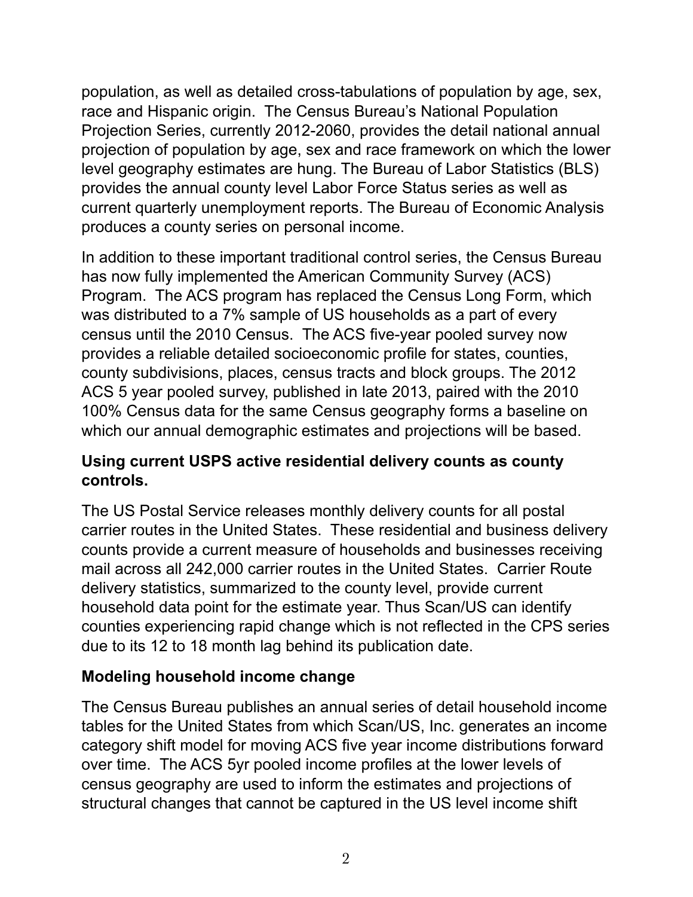population, as well as detailed cross-tabulations of population by age, sex, race and Hispanic origin. The Census Bureau's National Population Projection Series, currently 2012-2060, provides the detail national annual projection of population by age, sex and race framework on which the lower level geography estimates are hung. The Bureau of Labor Statistics (BLS) provides the annual county level Labor Force Status series as well as current quarterly unemployment reports. The Bureau of Economic Analysis produces a county series on personal income.

In addition to these important traditional control series, the Census Bureau has now fully implemented the American Community Survey (ACS) Program. The ACS program has replaced the Census Long Form, which was distributed to a 7% sample of US households as a part of every census until the 2010 Census. The ACS five-year pooled survey now provides a reliable detailed socioeconomic profile for states, counties, county subdivisions, places, census tracts and block groups. The 2012 ACS 5 year pooled survey, published in late 2013, paired with the 2010 100% Census data for the same Census geography forms a baseline on which our annual demographic estimates and projections will be based.

### Using current USPS active residential delivery counts as county controls.

The US Postal Service releases monthly delivery counts for all postal carrier routes in the United States. These residential and business delivery counts provide a current measure of households and businesses receiving mail across all 242,000 carrier routes in the United States. Carrier Route delivery statistics, summarized to the county level, provide current household data point for the estimate year. Thus Scan/US can identify counties experiencing rapid change which is not reflected in the CPS series due to its 12 to 18 month lag behind its publication date.

### Modeling household income change

The Census Bureau publishes an annual series of detail household income tables for the United States from which Scan/US, Inc. generates an income category shift model for moving ACS five year income distributions forward over time. The ACS 5yr pooled income profiles at the lower levels of census geography are used to inform the estimates and projections of structural changes that cannot be captured in the US level income shift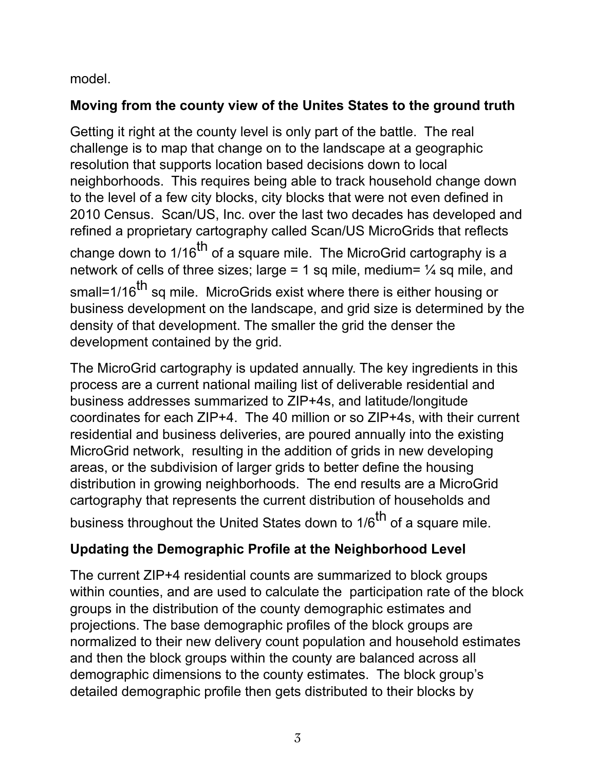model.

**Moving from the county view of the Unites States to the ground truth**

Getting it right at the county level is only part of the battle. The real challenge is to map that change on to the landscape at a geographic resolution that supports location based decisions down to local neighborhoods. This requires being able to track household change down to the level of a few city blocks, city blocks that were not even defined in 2010 Census. Scan/US, Inc. over the last two decades has developed and refined a proprietary cartography called Scan/US MicroGrids that reflects change down to 1/16$^{th}$ of a square mile. The MicroGrid cartography is a network of cells of three sizes; large = 1 sq mile, medium= ¼ sq mile, and small=1/16$^{th}$ sq mile. MicroGrids exist where there is either housing or business development on the landscape, and grid size is determined by the density of that development. The smaller the grid the denser the development contained by the grid.

The MicroGrid cartography is updated annually. The key ingredients in this process are a current national mailing list of deliverable residential and business addresses summarized to ZIP+4s, and latitude/longitude coordinates for each ZIP+4. The 40 million or so ZIP+4s, with their current residential and business deliveries, are poured annually into the existing MicroGrid network, resulting in the addition of grids in new developing areas, or the subdivision of larger grids to better define the housing distribution in growing neighborhoods. The end results are a MicroGrid cartography that represents the current distribution of households and business throughout the United States down to 1/6$^{th}$ of a square mile.

**Updating the Demographic Profile at the Neighborhood Level**

The current ZIP+4 residential counts are summarized to block groups within counties, and are used to calculate the participation rate of the block groups in the distribution of the county demographic estimates and projections. The base demographic profiles of the block groups are normalized to their new delivery count population and household estimates and then the block groups within the county are balanced across all demographic dimensions to the county estimates. The block group's detailed demographic profile then gets distributed to their blocks by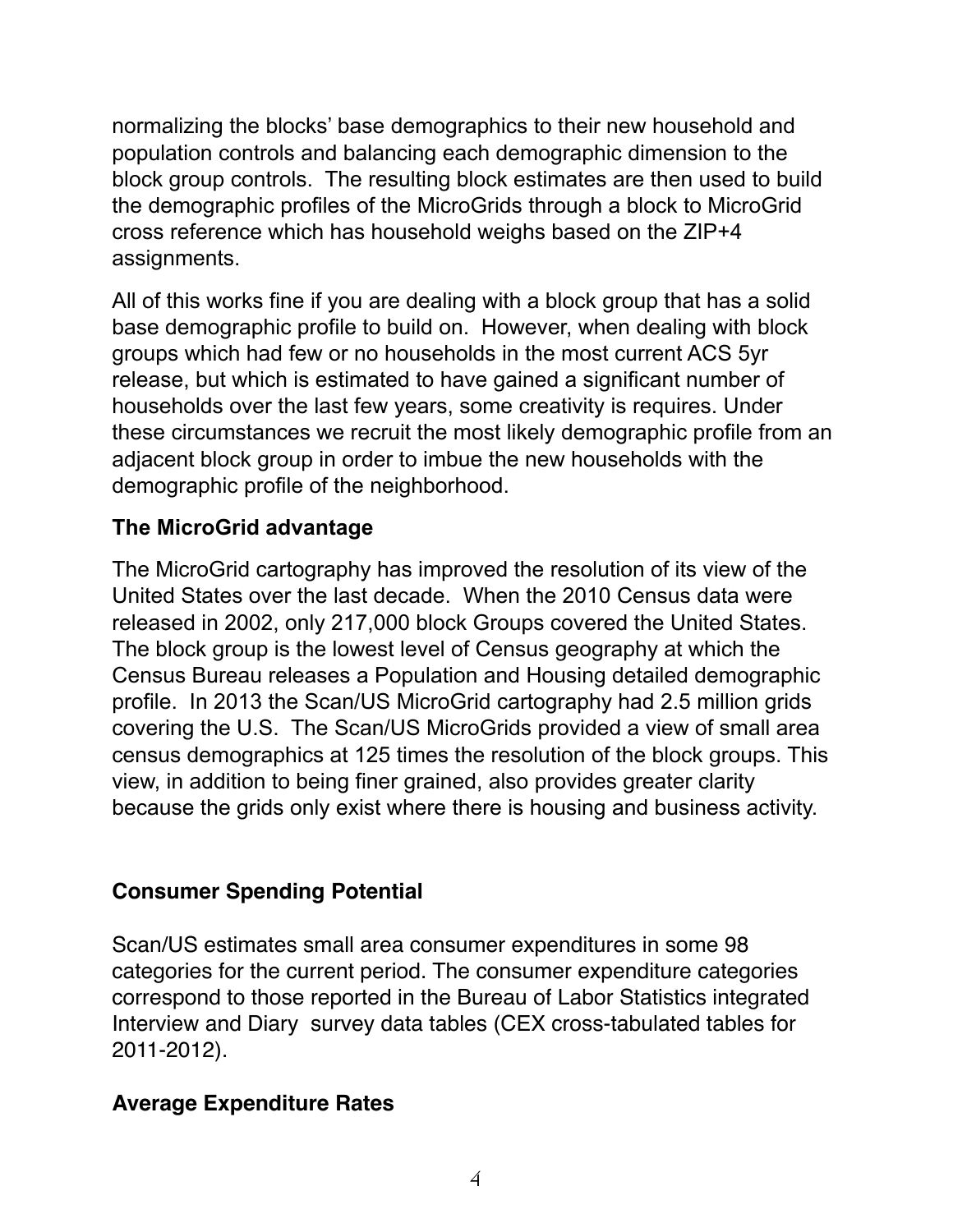normalizing the blocks' base demographics to their new household and population controls and balancing each demographic dimension to the block group controls. The resulting block estimates are then used to build the demographic profiles of the MicroGrids through a block to MicroGrid cross reference which has household weighs based on the ZIP+4 assignments.

All of this works fine if you are dealing with a block group that has a solid base demographic profile to build on. However, when dealing with block groups which had few or no households in the most current ACS 5yr release, but which is estimated to have gained a significant number of households over the last few years, some creativity is requires. Under these circumstances we recruit the most likely demographic profile from an adjacent block group in order to imbue the new households with the demographic profile of the neighborhood.

### The MicroGrid advantage

The MicroGrid cartography has improved the resolution of its view of the United States over the last decade. When the 2010 Census data were released in 2002, only 217,000 block Groups covered the United States. The block group is the lowest level of Census geography at which the Census Bureau releases a Population and Housing detailed demographic profile. In 2013 the Scan/US MicroGrid cartography had 2.5 million grids covering the U.S. The Scan/US MicroGrids provided a view of small area census demographics at 125 times the resolution of the block groups. This view, in addition to being finer grained, also provides greater clarity because the grids only exist where there is housing and business activity.

## Consumer Spending Potential

Scan/US estimates small area consumer expenditures in some 98 categories for the current period. The consumer expenditure categories correspond to those reported in the Bureau of Labor Statistics integrated Interview and Diary survey data tables (CEX cross-tabulated tables for 2011-2012).

### Average Expenditure Rates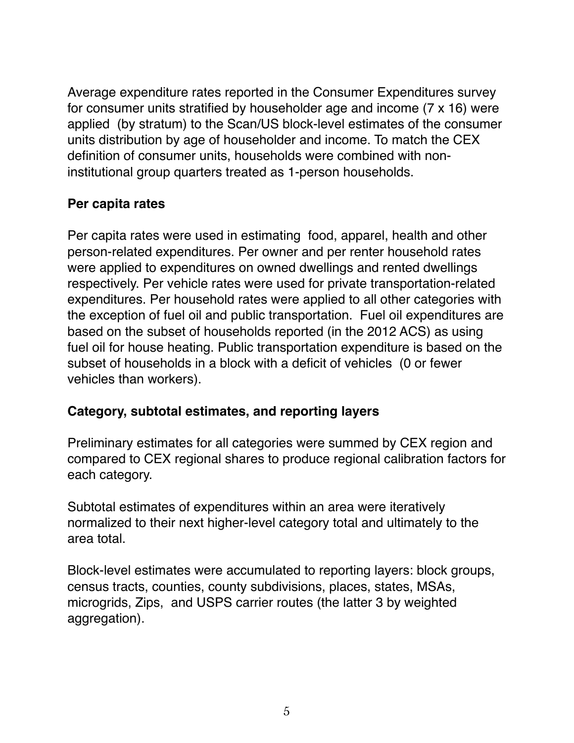Average expenditure rates reported in the Consumer Expenditures survey for consumer units stratified by householder age and income (7 x 16) were applied (by stratum) to the Scan/US block-level estimates of the consumer units distribution by age of householder and income. To match the CEX definition of consumer units, households were combined with non-institutional group quarters treated as 1-person households.

## Per capita rates

Per capita rates were used in estimating food, apparel, health and other person-related expenditures. Per owner and per renter household rates were applied to expenditures on owned dwellings and rented dwellings respectively. Per vehicle rates were used for private transportation-related expenditures. Per household rates were applied to all other categories with the exception of fuel oil and public transportation. Fuel oil expenditures are based on the subset of households reported (in the 2012 ACS) as using fuel oil for house heating. Public transportation expenditure is based on the subset of households in a block with a deficit of vehicles (0 or fewer vehicles than workers).

## Category, subtotal estimates, and reporting layers

Preliminary estimates for all categories were summed by CEX region and compared to CEX regional shares to produce regional calibration factors for each category.

Subtotal estimates of expenditures within an area were iteratively normalized to their next higher-level category total and ultimately to the area total.

Block-level estimates were accumulated to reporting layers: block groups, census tracts, counties, county subdivisions, places, states, MSAs, microgrids, Zips, and USPS carrier routes (the latter 3 by weighted aggregation).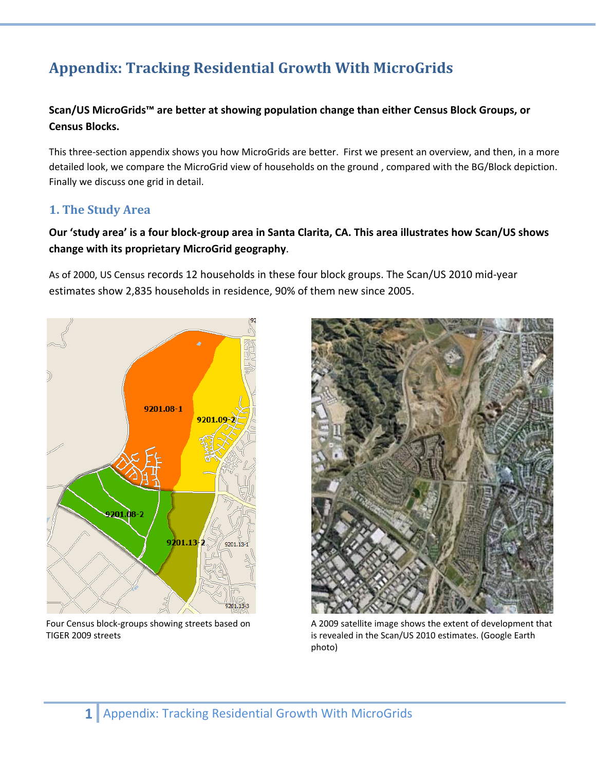# Appendix: Tracking Residential Growth With MicroGrids

**Scan/US MicroGrids™ are better at showing population change than either Census Block Groups, or Census Blocks.**

This three-section appendix shows you how MicroGrids are better. First we present an overview, and then, in a more detailed look, we compare the MicroGrid view of households on the ground , compared with the BG/Block depiction. Finally we discuss one grid in detail.

## 1. The Study Area

**Our 'study area' is a four block-group area in Santa Clarita, CA. This area illustrates how Scan/US shows change with its proprietary MicroGrid geography**.

As of 2000, US Census records 12 households in these four block groups. The Scan/US 2010 mid-year estimates show 2,835 households in residence, 90% of them new since 2005.

Four Census block-groups showing streets based on TIGER 2009 streets

A 2009 satellite image shows the extent of development that is revealed in the Scan/US 2010 estimates. (Google Earth photo)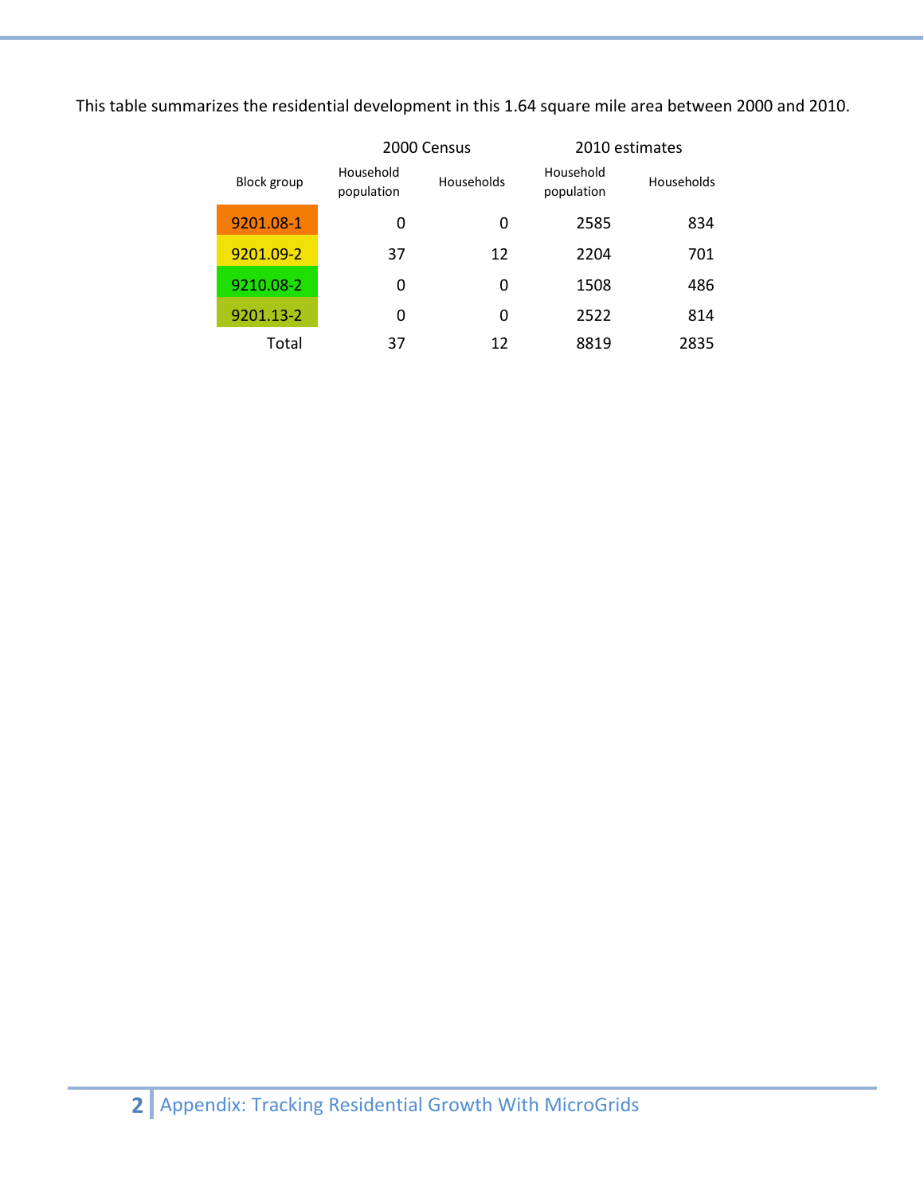This table summarizes the residential development in this 1.64 square mile area between 2000 and 2010.

| | 2000 Census | | 2010 estimates | |
|---|---|---|---|---|
| Block group | Household population | Households | Household population | Households |
| 9201.08-1 | 0 | 0 | 2585 | 834 |
| 9201.09-2 | 37 | 12 | 2204 | 701 |
| 9210.08-2 | 0 | 0 | 1508 | 486 |
| 9201.13-2 | 0 | 0 | 2522 | 814 |
| Total | 37 | 12 | 8819 | 2835 |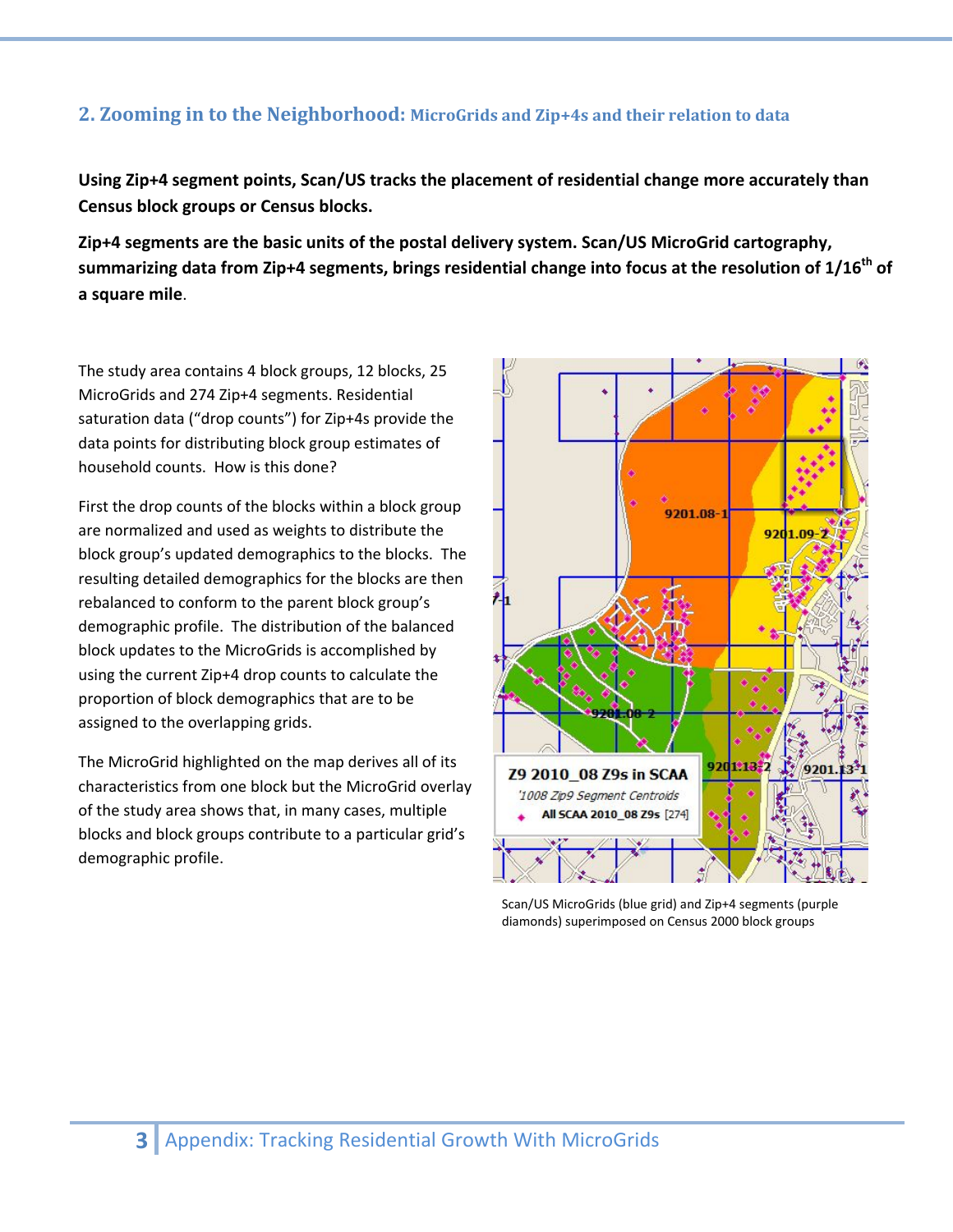## 2. Zooming in to the Neighborhood: MicroGrids and Zip+4s and their relation to data

**Using Zip+4 segment points, Scan/US tracks the placement of residential change more accurately than Census block groups or Census blocks.**

**Zip+4 segments are the basic units of the postal delivery system. Scan/US MicroGrid cartography, summarizing data from Zip+4 segments, brings residential change into focus at the resolution of 1/16$^{th}$ of a square mile**.

The study area contains 4 block groups, 12 blocks, 25 MicroGrids and 274 Zip+4 segments. Residential saturation data ("drop counts") for Zip+4s provide the data points for distributing block group estimates of household counts. How is this done?

First the drop counts of the blocks within a block group are normalized and used as weights to distribute the block group's updated demographics to the blocks. The resulting detailed demographics for the blocks are then rebalanced to conform to the parent block group's demographic profile. The distribution of the balanced block updates to the MicroGrids is accomplished by using the current Zip+4 drop counts to calculate the proportion of block demographics that are to be assigned to the overlapping grids.

The MicroGrid highlighted on the map derives all of its characteristics from one block but the MicroGrid overlay of the study area shows that, in many cases, multiple blocks and block groups contribute to a particular grid's demographic profile.

Scan/US MicroGrids (blue grid) and Zip+4 segments (purple diamonds) superimposed on Census 2000 block groups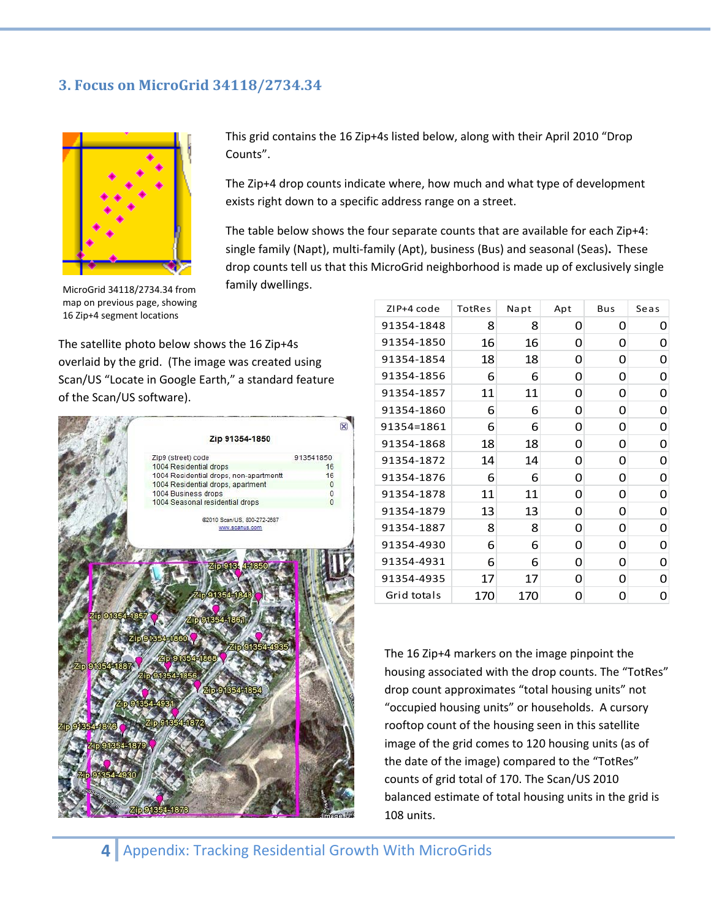## 3. Focus on MicroGrid 34118/2734.34

MicroGrid 34118/2734.34 from map on previous page, showing 16 Zip+4 segment locations

This grid contains the 16 Zip+4s listed below, along with their April 2010 "Drop Counts".

The Zip+4 drop counts indicate where, how much and what type of development exists right down to a specific address range on a street.

The table below shows the four separate counts that are available for each Zip+4: single family (Napt), multi-family (Apt), business (Bus) and seasonal (Seas). These drop counts tell us that this MicroGrid neighborhood is made up of exclusively single family dwellings.

| ZIP+4 code | TotRes | Napt | Apt | Bus | Seas |
|---|---|---|---|---|---|
| 91354-1848 | 8 | 8 | 0 | 0 | 0 |
| 91354-1850 | 16 | 16 | 0 | 0 | 0 |
| 91354-1854 | 18 | 18 | 0 | 0 | 0 |
| 91354-1856 | 6 | 6 | 0 | 0 | 0 |
| 91354-1857 | 11 | 11 | 0 | 0 | 0 |
| 91354-1860 | 6 | 6 | 0 | 0 | 0 |
| 91354=1861 | 6 | 6 | 0 | 0 | 0 |
| 91354-1868 | 18 | 18 | 0 | 0 | 0 |
| 91354-1872 | 14 | 14 | 0 | 0 | 0 |
| 91354-1876 | 6 | 6 | 0 | 0 | 0 |
| 91354-1878 | 11 | 11 | 0 | 0 | 0 |
| 91354-1879 | 13 | 13 | 0 | 0 | 0 |
| 91354-1887 | 8 | 8 | 0 | 0 | 0 |
| 91354-4930 | 6 | 6 | 0 | 0 | 0 |
| 91354-4931 | 6 | 6 | 0 | 0 | 0 |
| 91354-4935 | 17 | 17 | 0 | 0 | 0 |
| Grid totals | 170 | 170 | 0 | 0 | 0 |

The satellite photo below shows the 16 Zip+4s overlaid by the grid. (The image was created using Scan/US "Locate in Google Earth," a standard feature of the Scan/US software).

The 16 Zip+4 markers on the image pinpoint the housing associated with the drop counts. The "TotRes" drop count approximates "total housing units" not "occupied housing units" or households. A cursory rooftop count of the housing seen in this satellite image of the grid comes to 120 housing units (as of the date of the image) compared to the "TotRes" counts of grid total of 170. The Scan/US 2010 balanced estimate of total housing units in the grid is 108 units.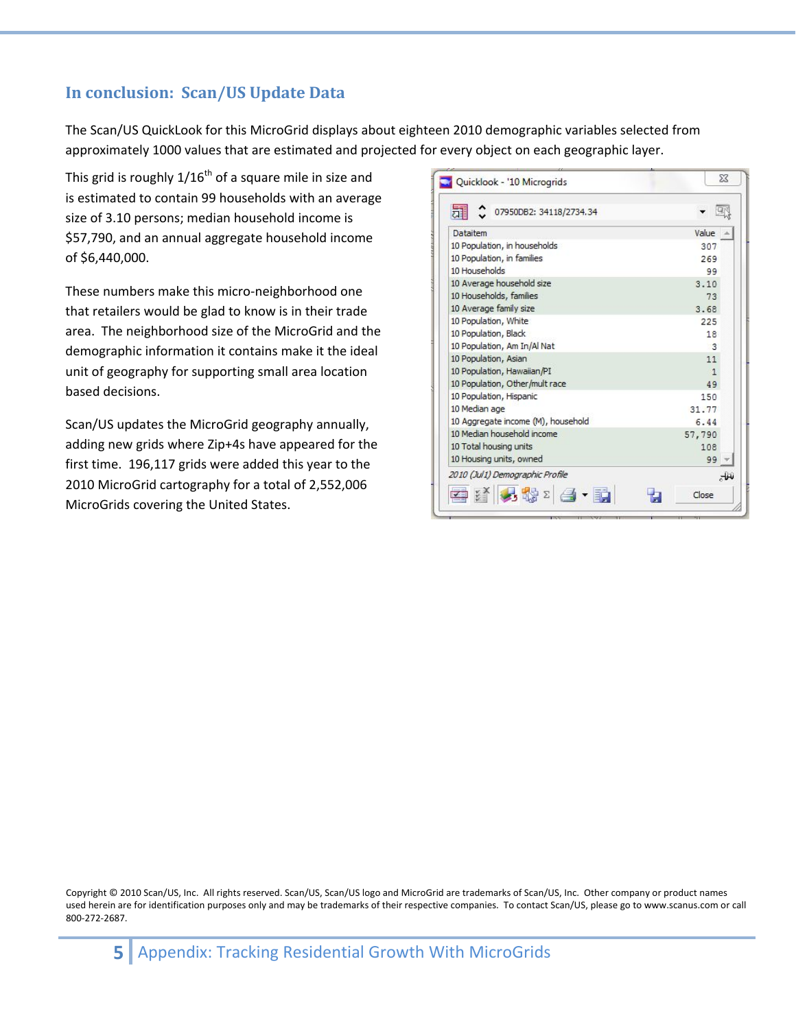## In conclusion: Scan/US Update Data

The Scan/US QuickLook for this MicroGrid displays about eighteen 2010 demographic variables selected from approximately 1000 values that are estimated and projected for every object on each geographic layer.

This grid is roughly 1/16th of a square mile in size and is estimated to contain 99 households with an average size of 3.10 persons; median household income is $57,790, and an annual aggregate household income of $6,440,000.

These numbers make this micro-neighborhood one that retailers would be glad to know is in their trade area. The neighborhood size of the MicroGrid and the demographic information it contains make it the ideal unit of geography for supporting small area location based decisions.

Scan/US updates the MicroGrid geography annually, adding new grids where Zip+4s have appeared for the first time. 196,117 grids were added this year to the 2010 MicroGrid cartography for a total of 2,552,006 MicroGrids covering the United States.

Quicklook - '10 Microgrids

07950DB2: 34118/2734.34

| Dataitem | Value |
|---|---|
| 10 Population, in households | 307 |
| 10 Population, in families | 269 |
| 10 Households | 99 |
| 10 Average household size | 3.10 |
| 10 Households, families | 73 |
| 10 Average family size | 3.68 |
| 10 Population, White | 225 |
| 10 Population, Black | 18 |
| 10 Population, Am In/Al Nat | 3 |
| 10 Population, Asian | 11 |
| 10 Population, Hawaiian/PI | 1 |
| 10 Population, Other/mult race | 49 |
| 10 Population, Hispanic | 150 |
| 10 Median age | 31.77 |
| 10 Aggregate income (M), household | 6.44 |
| 10 Median household income | 57,790 |
| 10 Total housing units | 108 |
| 10 Housing units, owned | 99 |

*2010 (Jul1) Demographic Profile*

Close

Copyright © 2010 Scan/US, Inc. All rights reserved. Scan/US, Scan/US logo and MicroGrid are trademarks of Scan/US, Inc. Other company or product names used herein are for identification purposes only and may be trademarks of their respective companies. To contact Scan/US, please go to www.scanus.com or call 800-272-2687.